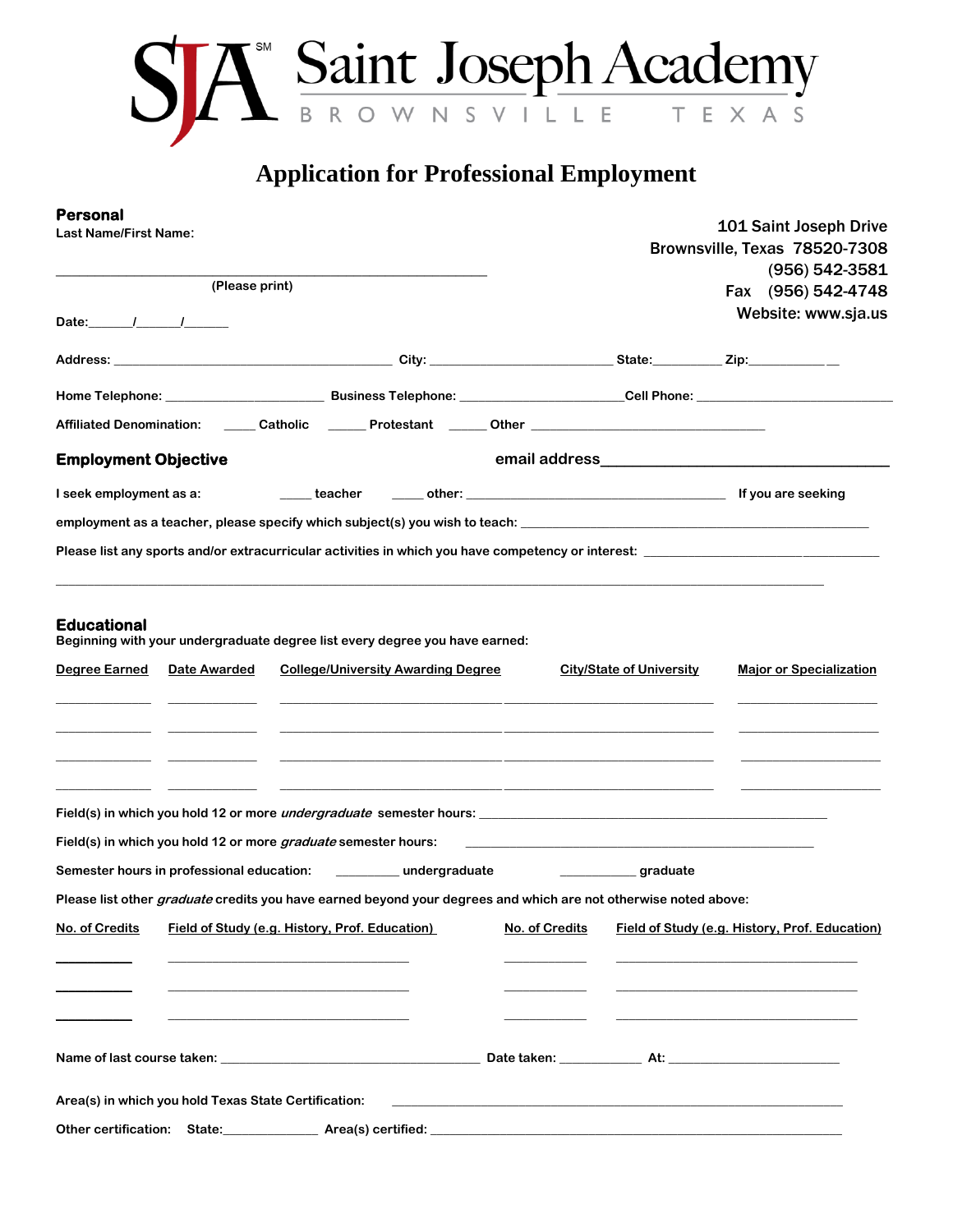# SJA℠ Saint Joseph Academy

BROWNSVILLE TEXAS

## Application for Professional Employment

**Personal**

**Last Name/First Name:**

101 Saint Joseph Drive
Brownsville, Texas 78520-7308
(956) 542-3581
Fax (956) 542-4748
Website: www.sja.us

______________________________________________________
(Please print)

Date:______/______/______

Address: ___________________________________________ City: __________________________ State:__________ Zip:___________

Home Telephone: _______________________ Business Telephone: _______________________Cell Phone: ____________________________

Affiliated Denomination: _____ Catholic _____ Protestant _____ Other ___________________________________

**Employment Objective** email address___________________________________

I seek employment as a: _____ teacher _____ other: _____________________________________ If you are seeking employment as a teacher, please specify which subject(s) you wish to teach: ______________________________________________

Please list any sports and/or extracurricular activities in which you have competency or interest: ___________________________________

_____________________________________________________________________________________________________________

**Educational**

**Beginning with your undergraduate degree list every degree you have earned:**

| Degree Earned | Date Awarded | College/University Awarding Degree | City/State of University | Major or Specialization |
|---|---|---|---|---|
| | | | | |
| | | | | |
| | | | | |
| | | | | |

Field(s) in which you hold 12 or more *undergraduate* semester hours: _______________________________________________________

Field(s) in which you hold 12 or more *graduate* semester hours: _______________________________________________________

Semester hours in professional education: _________ undergraduate ___________ graduate

Please list other *graduate* credits you have earned beyond your degrees and which are not otherwise noted above:

| No. of Credits | Field of Study (e.g. History, Prof. Education) | No. of Credits | Field of Study (e.g. History, Prof. Education) |
|---|---|---|---|
| | | | |
| | | | |
| | | | |

Name of last course taken: ________________________________________ Date taken: ____________ At: __________________________

Area(s) in which you hold Texas State Certification: _______________________________________________________________________

Other certification: State:______________ Area(s) certified: _________________________________________________________________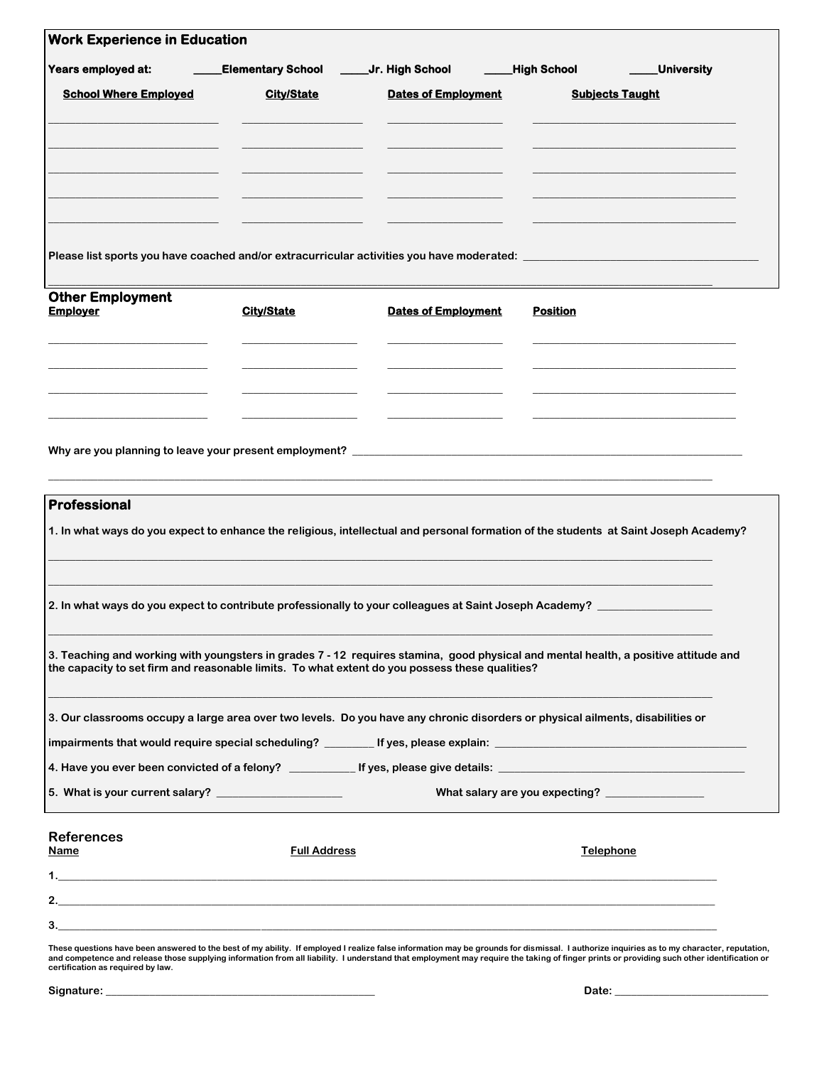## Work Experience in Education

**Years employed at:** _____Elementary School _____Jr. High School _____High School _____University

| School Where Employed | City/State | Dates of Employment | Subjects Taught |
|---|---|---|---|
| | | | |
| | | | |
| | | | |
| | | | |
| | | | |

**Please list sports you have coached and/or extracurricular activities you have moderated:** ____________________________________________

______________________________________________________________________________________________________

## Other Employment

| Employer | City/State | Dates of Employment | Position |
|---|---|---|---|
| | | | |
| | | | |
| | | | |
| | | | |

**Why are you planning to leave your present employment?** ____________________________________________

______________________________________________________________________________________________________

## Professional

**1. In what ways do you expect to enhance the religious, intellectual and personal formation of the students at Saint Joseph Academy?**

______________________________________________________________________________________________________

______________________________________________________________________________________________________

**2. In what ways do you expect to contribute professionally to your colleagues at Saint Joseph Academy?** ____________________

______________________________________________________________________________________________________

**3. Teaching and working with youngsters in grades 7 - 12 requires stamina, good physical and mental health, a positive attitude and the capacity to set firm and reasonable limits. To what extent do you possess these qualities?**

______________________________________________________________________________________________________

**3. Our classrooms occupy a large area over two levels. Do you have any chronic disorders or physical ailments, disabilities or impairments that would require special scheduling?** ________ **If yes, please explain:** ____________________________________________

**4. Have you ever been convicted of a felony?** ___________ **If yes, please give details:** ____________________________________________

**5. What is your current salary?** ______________________ **What salary are you expecting?** _________________

## References

| Name | Full Address | Telephone |
|---|---|---|
| 1. | | |
| 2. | | |
| 3. | | |

**These questions have been answered to the best of my ability. If employed I realize false information may be grounds for dismissal. I authorize inquiries as to my character, reputation, and competence and release those supplying information from all liability. I understand that employment may require the taking of finger prints or providing such other identification or certification as required by law.**

**Signature:** ____________________________________________ **Date:** ____________________________